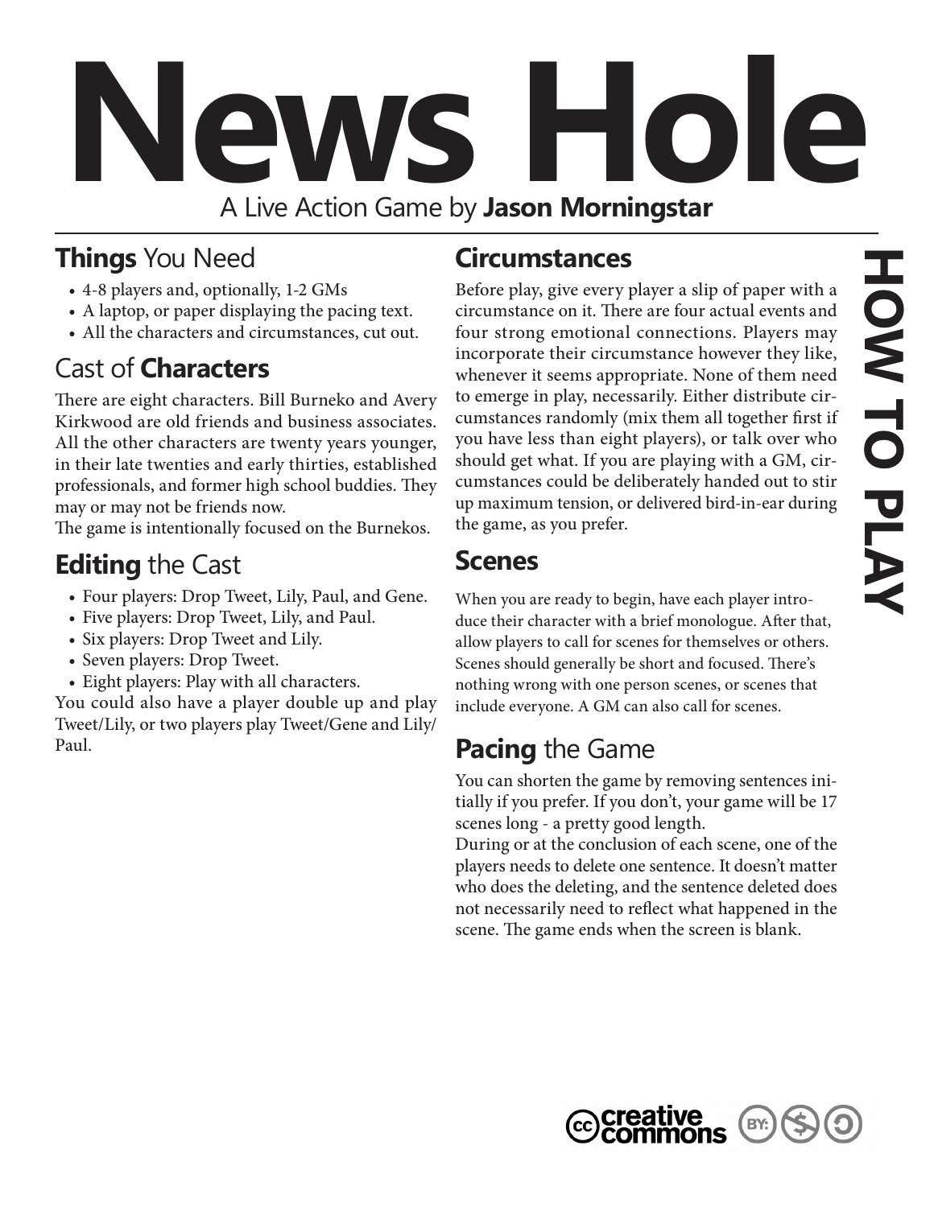# News Hole

A Live Action Game by **Jason Morningstar**

HOW TO PLAY

## **Things** You Need

- 4-8 players and, optionally, 1-2 GMs
- A laptop, or paper displaying the pacing text.
- All the characters and circumstances, cut out.

## Cast of **Characters**

There are eight characters. Bill Burneko and Avery Kirkwood are old friends and business associates. All the other characters are twenty years younger, in their late twenties and early thirties, established professionals, and former high school buddies. They may or may not be friends now.

The game is intentionally focused on the Burnekos.

## **Editing** the Cast

- Four players: Drop Tweet, Lily, Paul, and Gene.
- Five players: Drop Tweet, Lily, and Paul.
- Six players: Drop Tweet and Lily.
- Seven players: Drop Tweet.
- Eight players: Play with all characters.

You could also have a player double up and play Tweet/Lily, or two players play Tweet/Gene and Lily/Paul.

## **Circumstances**

Before play, give every player a slip of paper with a circumstance on it. There are four actual events and four strong emotional connections. Players may incorporate their circumstance however they like, whenever it seems appropriate. None of them need to emerge in play, necessarily. Either distribute circumstances randomly (mix them all together first if you have less than eight players), or talk over who should get what. If you are playing with a GM, circumstances could be deliberately handed out to stir up maximum tension, or delivered bird-in-ear during the game, as you prefer.

## **Scenes**

When you are ready to begin, have each player introduce their character with a brief monologue. After that, allow players to call for scenes for themselves or others. Scenes should generally be short and focused. There's nothing wrong with one person scenes, or scenes that include everyone. A GM can also call for scenes.

## **Pacing** the Game

You can shorten the game by removing sentences initially if you prefer. If you don't, your game will be 17 scenes long - a pretty good length.

During or at the conclusion of each scene, one of the players needs to delete one sentence. It doesn't matter who does the deleting, and the sentence deleted does not necessarily need to reflect what happened in the scene. The game ends when the screen is blank.

creative commons BY: $ ↻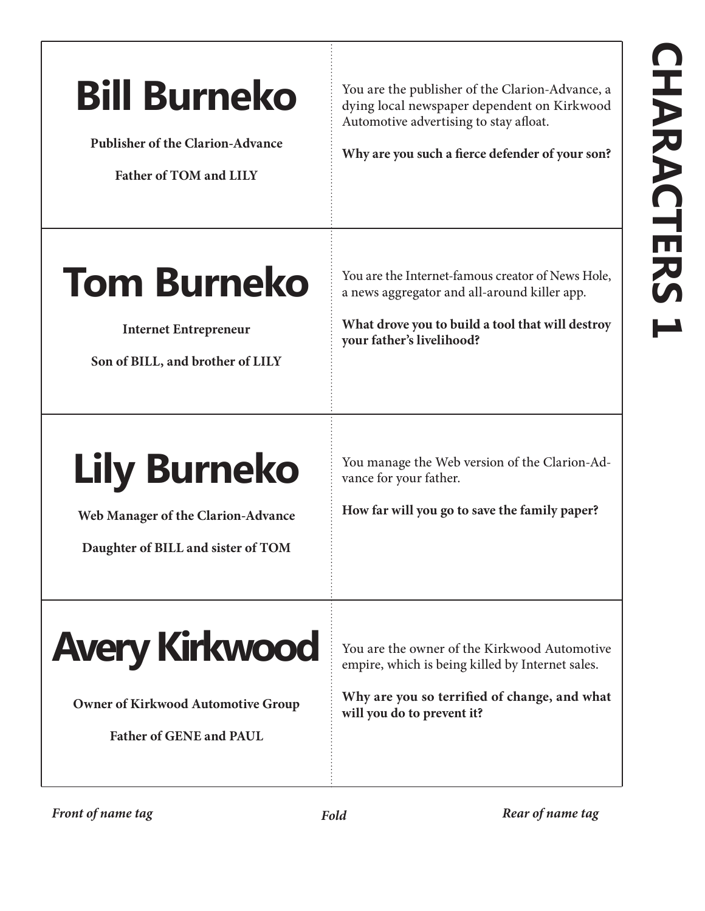# CHARACTERS 1

| Front of name tag | Rear of name tag |
| --- | --- |
| **Bill Burneko**<br><br>**Publisher of the Clarion-Advance**<br><br>**Father of TOM and LILY** | You are the publisher of the Clarion-Advance, a dying local newspaper dependent on Kirkwood Automotive advertising to stay afloat.<br><br>**Why are you such a fierce defender of your son?** |
| **Tom Burneko**<br><br>**Internet Entrepreneur**<br><br>**Son of BILL, and brother of LILY** | You are the Internet-famous creator of News Hole, a news aggregator and all-around killer app.<br><br>**What drove you to build a tool that will destroy your father's livelihood?** |
| **Lily Burneko**<br><br>**Web Manager of the Clarion-Advance**<br><br>**Daughter of BILL and sister of TOM** | You manage the Web version of the Clarion-Advance for your father.<br><br>**How far will you go to save the family paper?** |
| **Avery Kirkwood**<br><br>**Owner of Kirkwood Automotive Group**<br><br>**Father of GENE and PAUL** | You are the owner of the Kirkwood Automotive empire, which is being killed by Internet sales.<br><br>**Why are you so terrified of change, and what will you do to prevent it?** |

*Front of name tag* — *Fold* — *Rear of name tag*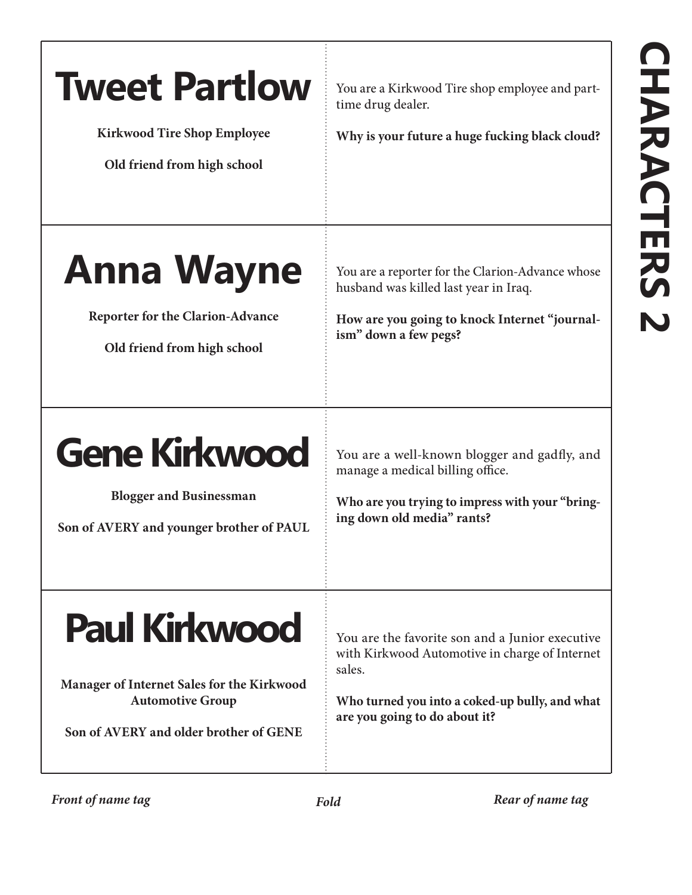# CHARACTERS 2

| Front of name tag | Rear of name tag |
|---|---|
| **Tweet Partlow**<br><br>**Kirkwood Tire Shop Employee**<br><br>**Old friend from high school** | You are a Kirkwood Tire shop employee and part-time drug dealer.<br><br>**Why is your future a huge fucking black cloud?** |
| **Anna Wayne**<br><br>**Reporter for the Clarion-Advance**<br><br>**Old friend from high school** | You are a reporter for the Clarion-Advance whose husband was killed last year in Iraq.<br><br>**How are you going to knock Internet "journalism" down a few pegs?** |
| **Gene Kirkwood**<br><br>**Blogger and Businessman**<br><br>**Son of AVERY and younger brother of PAUL** | You are a well-known blogger and gadfly, and manage a medical billing office.<br><br>**Who are you trying to impress with your "bringing down old media" rants?** |
| **Paul Kirkwood**<br><br>**Manager of Internet Sales for the Kirkwood Automotive Group**<br><br>**Son of AVERY and older brother of GENE** | You are the favorite son and a Junior executive with Kirkwood Automotive in charge of Internet sales.<br><br>**Who turned you into a coked-up bully, and what are you going to do about it?** |

*Front of name tag* — *Fold* — *Rear of name tag*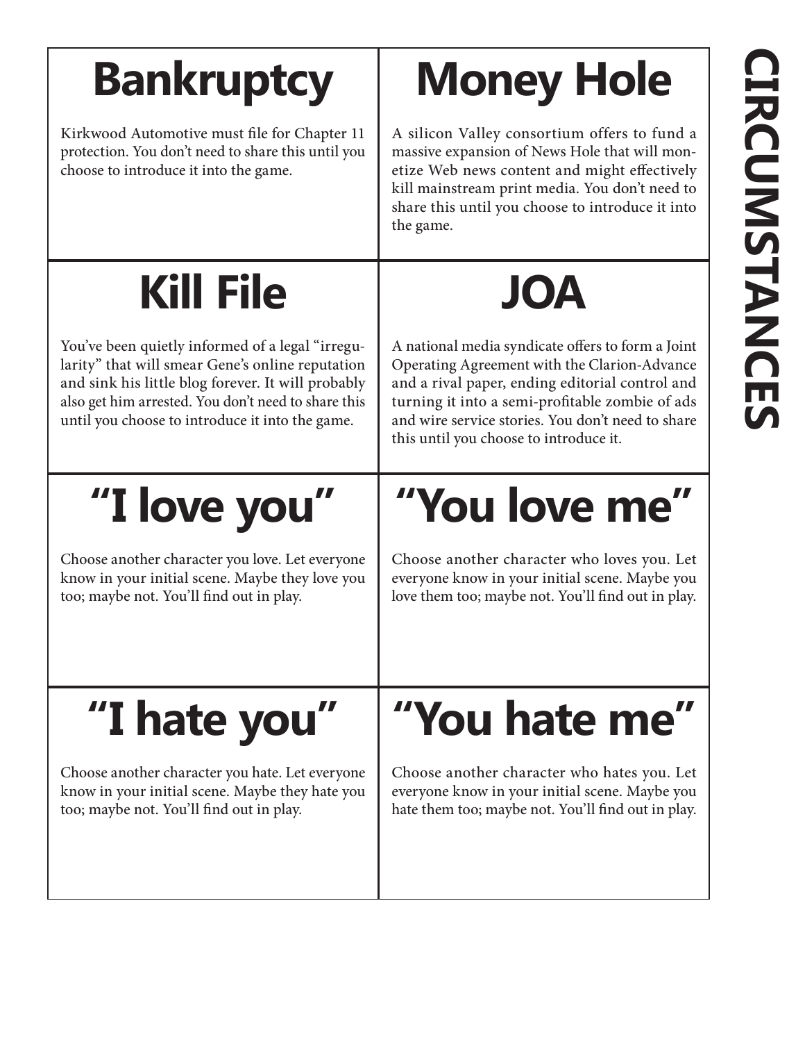# CIRCUMSTANCES

## Bankruptcy

Kirkwood Automotive must file for Chapter 11 protection. You don't need to share this until you choose to introduce it into the game.

## Money Hole

A silicon Valley consortium offers to fund a massive expansion of News Hole that will monetize Web news content and might effectively kill mainstream print media. You don't need to share this until you choose to introduce it into the game.

## Kill File

You've been quietly informed of a legal "irregularity" that will smear Gene's online reputation and sink his little blog forever. It will probably also get him arrested. You don't need to share this until you choose to introduce it into the game.

## JOA

A national media syndicate offers to form a Joint Operating Agreement with the Clarion-Advance and a rival paper, ending editorial control and turning it into a semi-profitable zombie of ads and wire service stories. You don't need to share this until you choose to introduce it.

## "I love you"

Choose another character you love. Let everyone know in your initial scene. Maybe they love you too; maybe not. You'll find out in play.

## "You love me"

Choose another character who loves you. Let everyone know in your initial scene. Maybe you love them too; maybe not. You'll find out in play.

## "I hate you"

Choose another character you hate. Let everyone know in your initial scene. Maybe they hate you too; maybe not. You'll find out in play.

## "You hate me"

Choose another character who hates you. Let everyone know in your initial scene. Maybe you hate them too; maybe not. You'll find out in play.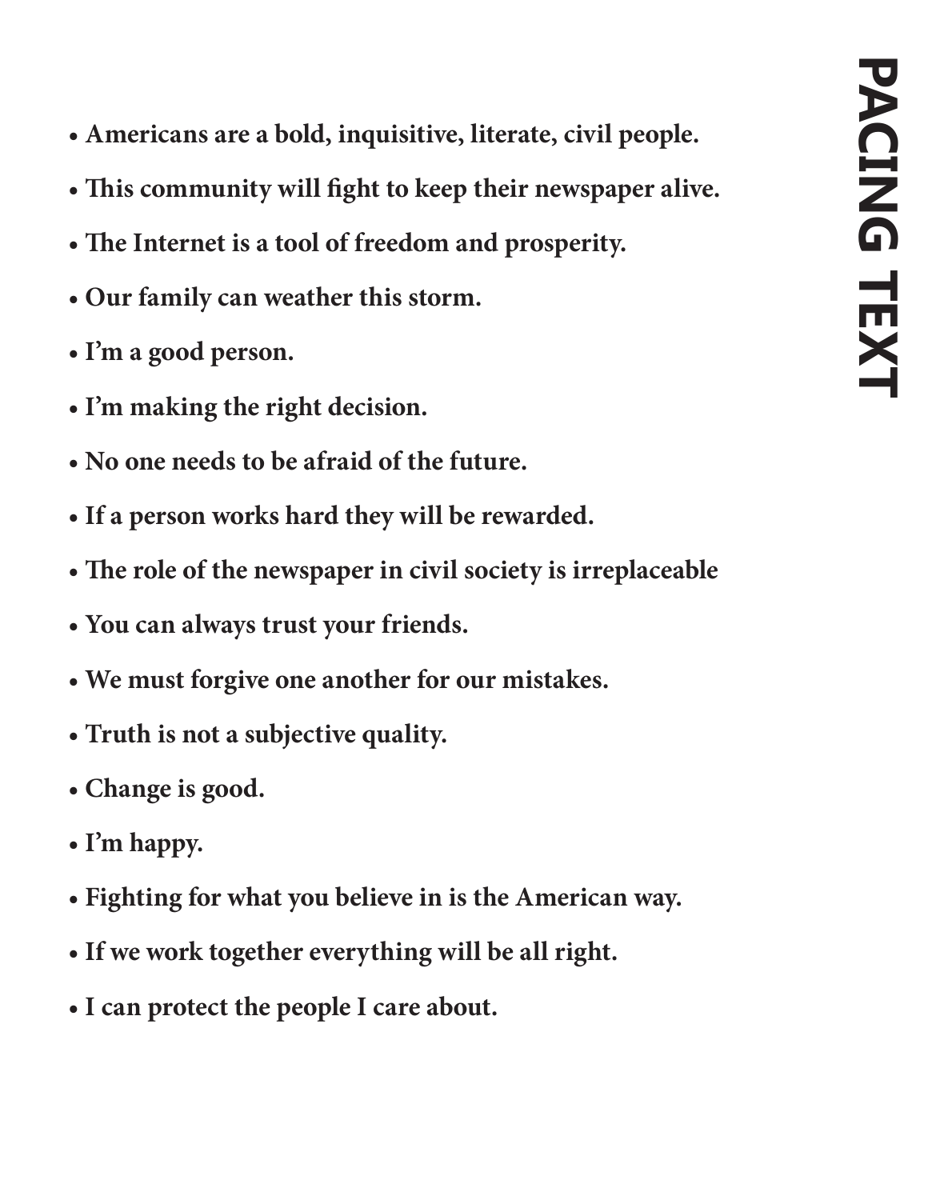# PACING TEXT

- Americans are a bold, inquisitive, literate, civil people.
- This community will fight to keep their newspaper alive.
- The Internet is a tool of freedom and prosperity.
- Our family can weather this storm.
- I'm a good person.
- I'm making the right decision.
- No one needs to be afraid of the future.
- If a person works hard they will be rewarded.
- The role of the newspaper in civil society is irreplaceable
- You can always trust your friends.
- We must forgive one another for our mistakes.
- Truth is not a subjective quality.
- Change is good.
- I'm happy.
- Fighting for what you believe in is the American way.
- If we work together everything will be all right.
- I can protect the people I care about.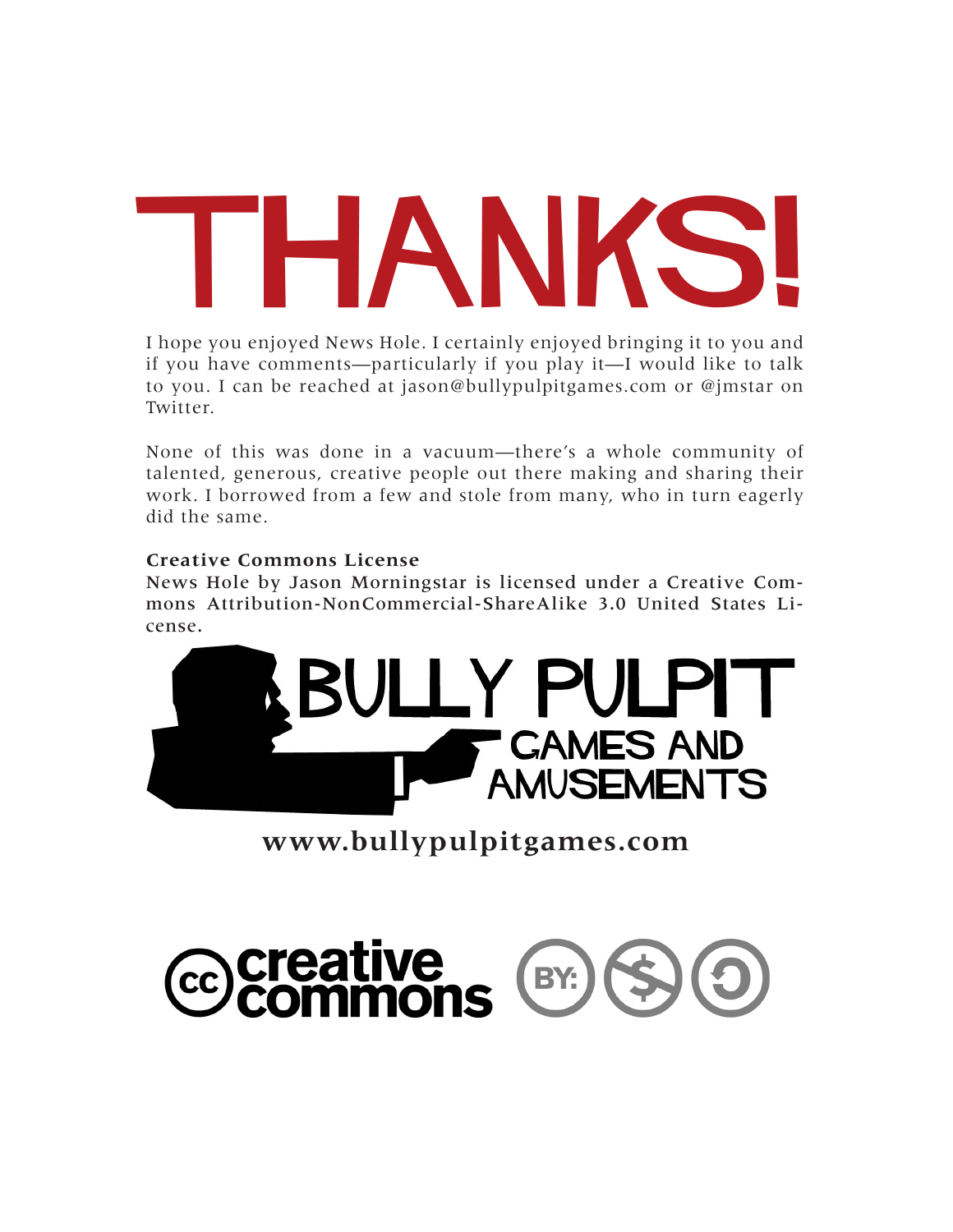# THANKS!

I hope you enjoyed News Hole. I certainly enjoyed bringing it to you and if you have comments—particularly if you play it—I would like to talk to you. I can be reached at jason@bullypulpitgames.com or @jmstar on Twitter.

None of this was done in a vacuum—there's a whole community of talented, generous, creative people out there making and sharing their work. I borrowed from a few and stole from many, who in turn eagerly did the same.

**Creative Commons License**

News Hole by Jason Morningstar is licensed under a Creative Commons Attribution-NonCommercial-ShareAlike 3.0 United States License.

BULLY PULPIT GAMES AND AMUSEMENTS

**www.bullypulpitgames.com**

creative commons BY: